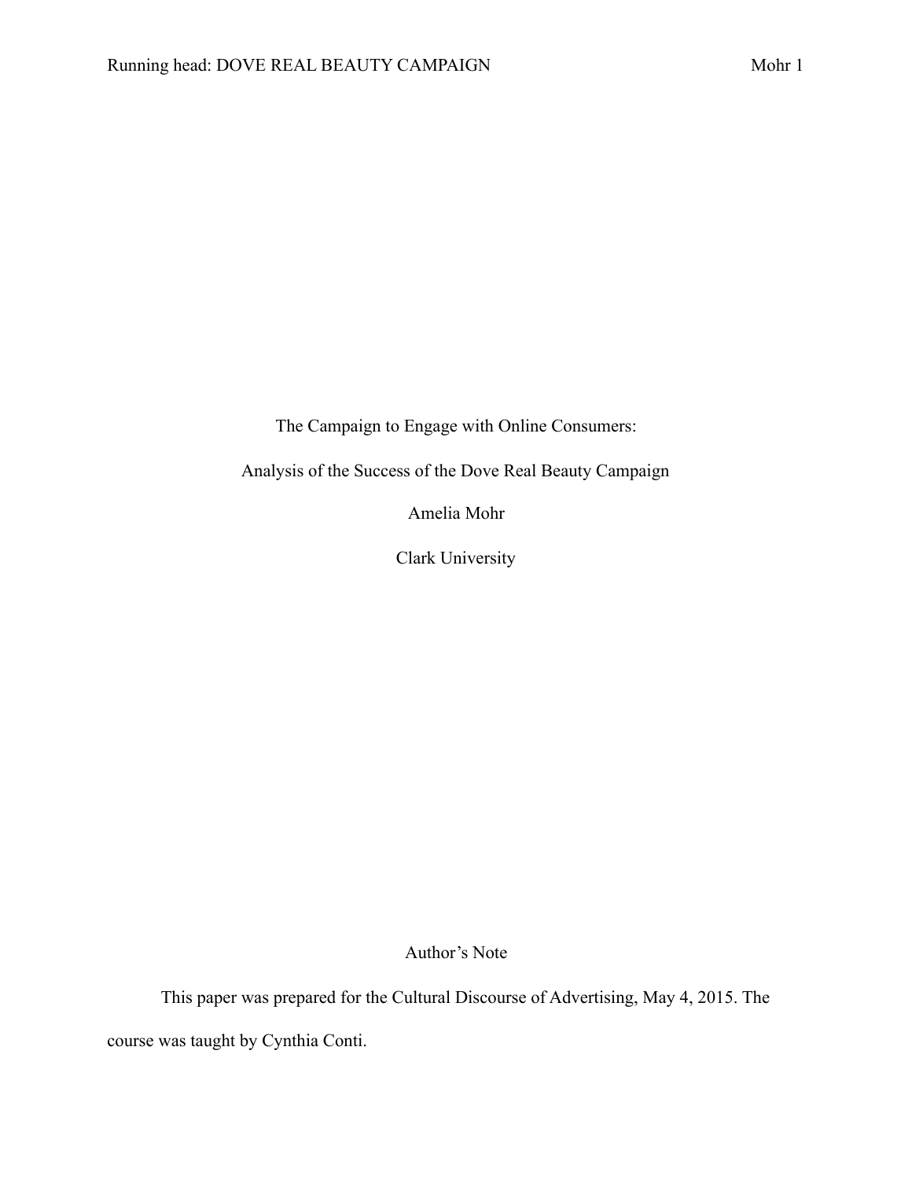# The Campaign to Engage with Online Consumers:

## Analysis of the Success of the Dove Real Beauty Campaign

Amelia Mohr

Clark University

## Author's Note

This paper was prepared for the Cultural Discourse of Advertising, May 4, 2015. The course was taught by Cynthia Conti.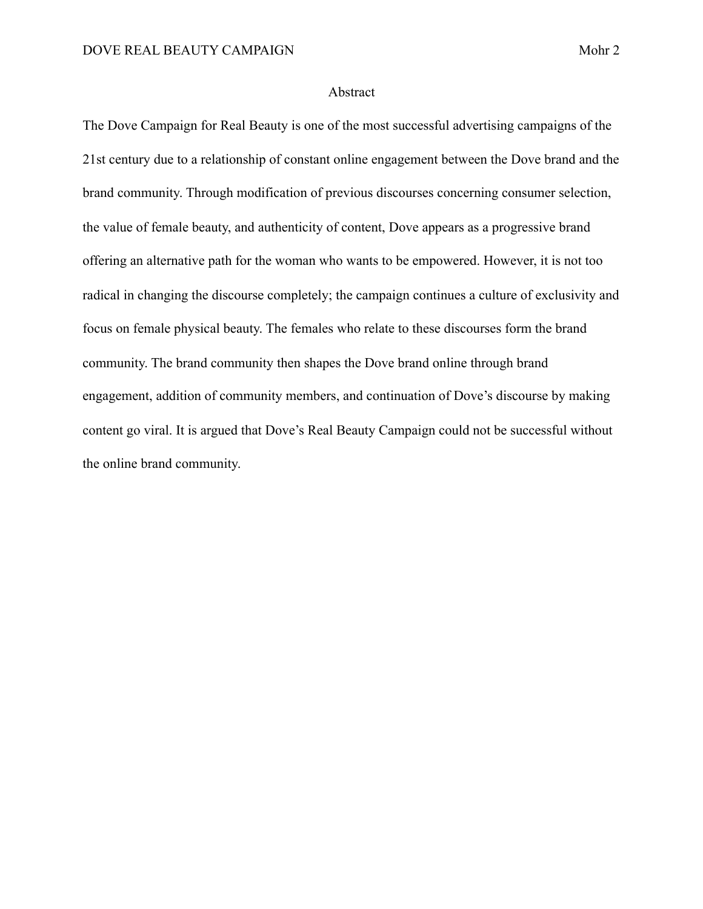# Abstract

The Dove Campaign for Real Beauty is one of the most successful advertising campaigns of the 21st century due to a relationship of constant online engagement between the Dove brand and the brand community. Through modification of previous discourses concerning consumer selection, the value of female beauty, and authenticity of content, Dove appears as a progressive brand offering an alternative path for the woman who wants to be empowered. However, it is not too radical in changing the discourse completely; the campaign continues a culture of exclusivity and focus on female physical beauty. The females who relate to these discourses form the brand community. The brand community then shapes the Dove brand online through brand engagement, addition of community members, and continuation of Dove's discourse by making content go viral. It is argued that Dove's Real Beauty Campaign could not be successful without the online brand community.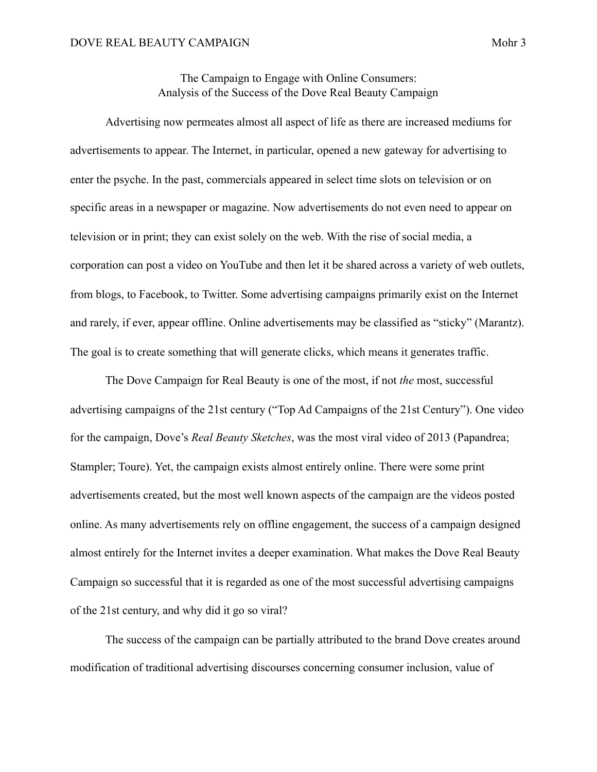# The Campaign to Engage with Online Consumers:
# Analysis of the Success of the Dove Real Beauty Campaign

Advertising now permeates almost all aspect of life as there are increased mediums for advertisements to appear. The Internet, in particular, opened a new gateway for advertising to enter the psyche. In the past, commercials appeared in select time slots on television or on specific areas in a newspaper or magazine. Now advertisements do not even need to appear on television or in print; they can exist solely on the web. With the rise of social media, a corporation can post a video on YouTube and then let it be shared across a variety of web outlets, from blogs, to Facebook, to Twitter. Some advertising campaigns primarily exist on the Internet and rarely, if ever, appear offline. Online advertisements may be classified as "sticky" (Marantz). The goal is to create something that will generate clicks, which means it generates traffic.

The Dove Campaign for Real Beauty is one of the most, if not *the* most, successful advertising campaigns of the 21st century ("Top Ad Campaigns of the 21st Century"). One video for the campaign, Dove's *Real Beauty Sketches*, was the most viral video of 2013 (Papandrea; Stampler; Toure). Yet, the campaign exists almost entirely online. There were some print advertisements created, but the most well known aspects of the campaign are the videos posted online. As many advertisements rely on offline engagement, the success of a campaign designed almost entirely for the Internet invites a deeper examination. What makes the Dove Real Beauty Campaign so successful that it is regarded as one of the most successful advertising campaigns of the 21st century, and why did it go so viral?

The success of the campaign can be partially attributed to the brand Dove creates around modification of traditional advertising discourses concerning consumer inclusion, value of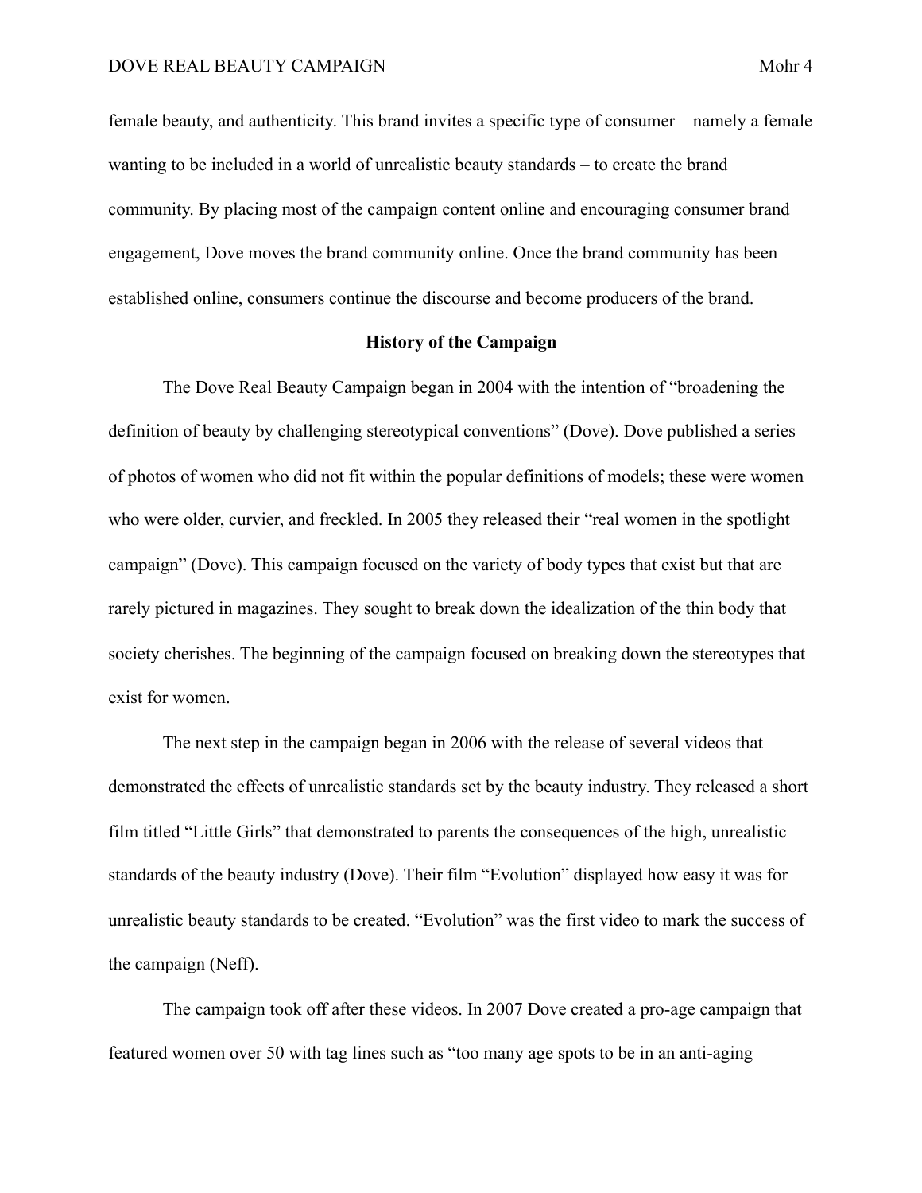female beauty, and authenticity. This brand invites a specific type of consumer – namely a female wanting to be included in a world of unrealistic beauty standards – to create the brand community. By placing most of the campaign content online and encouraging consumer brand engagement, Dove moves the brand community online. Once the brand community has been established online, consumers continue the discourse and become producers of the brand.

## History of the Campaign

The Dove Real Beauty Campaign began in 2004 with the intention of "broadening the definition of beauty by challenging stereotypical conventions" (Dove). Dove published a series of photos of women who did not fit within the popular definitions of models; these were women who were older, curvier, and freckled. In 2005 they released their "real women in the spotlight campaign" (Dove). This campaign focused on the variety of body types that exist but that are rarely pictured in magazines. They sought to break down the idealization of the thin body that society cherishes. The beginning of the campaign focused on breaking down the stereotypes that exist for women.

The next step in the campaign began in 2006 with the release of several videos that demonstrated the effects of unrealistic standards set by the beauty industry. They released a short film titled "Little Girls" that demonstrated to parents the consequences of the high, unrealistic standards of the beauty industry (Dove). Their film "Evolution" displayed how easy it was for unrealistic beauty standards to be created. "Evolution" was the first video to mark the success of the campaign (Neff).

The campaign took off after these videos. In 2007 Dove created a pro-age campaign that featured women over 50 with tag lines such as "too many age spots to be in an anti-aging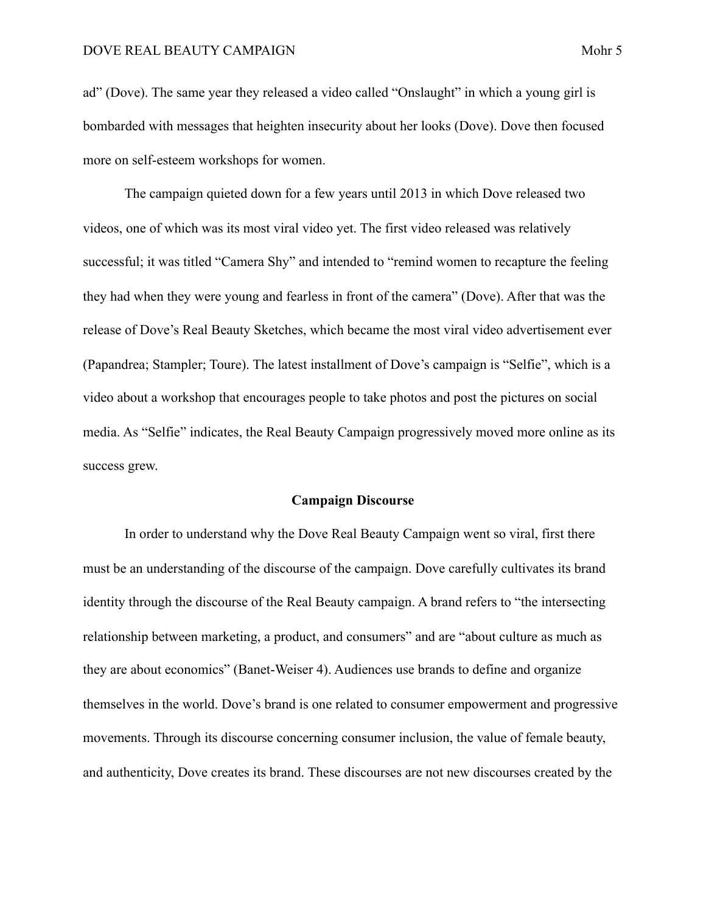ad" (Dove). The same year they released a video called "Onslaught" in which a young girl is bombarded with messages that heighten insecurity about her looks (Dove). Dove then focused more on self-esteem workshops for women.

The campaign quieted down for a few years until 2013 in which Dove released two videos, one of which was its most viral video yet. The first video released was relatively successful; it was titled "Camera Shy" and intended to "remind women to recapture the feeling they had when they were young and fearless in front of the camera" (Dove). After that was the release of Dove's Real Beauty Sketches, which became the most viral video advertisement ever (Papandrea; Stampler; Toure). The latest installment of Dove's campaign is "Selfie", which is a video about a workshop that encourages people to take photos and post the pictures on social media. As "Selfie" indicates, the Real Beauty Campaign progressively moved more online as its success grew.

## Campaign Discourse

In order to understand why the Dove Real Beauty Campaign went so viral, first there must be an understanding of the discourse of the campaign. Dove carefully cultivates its brand identity through the discourse of the Real Beauty campaign. A brand refers to "the intersecting relationship between marketing, a product, and consumers" and are "about culture as much as they are about economics" (Banet-Weiser 4). Audiences use brands to define and organize themselves in the world. Dove's brand is one related to consumer empowerment and progressive movements. Through its discourse concerning consumer inclusion, the value of female beauty, and authenticity, Dove creates its brand. These discourses are not new discourses created by the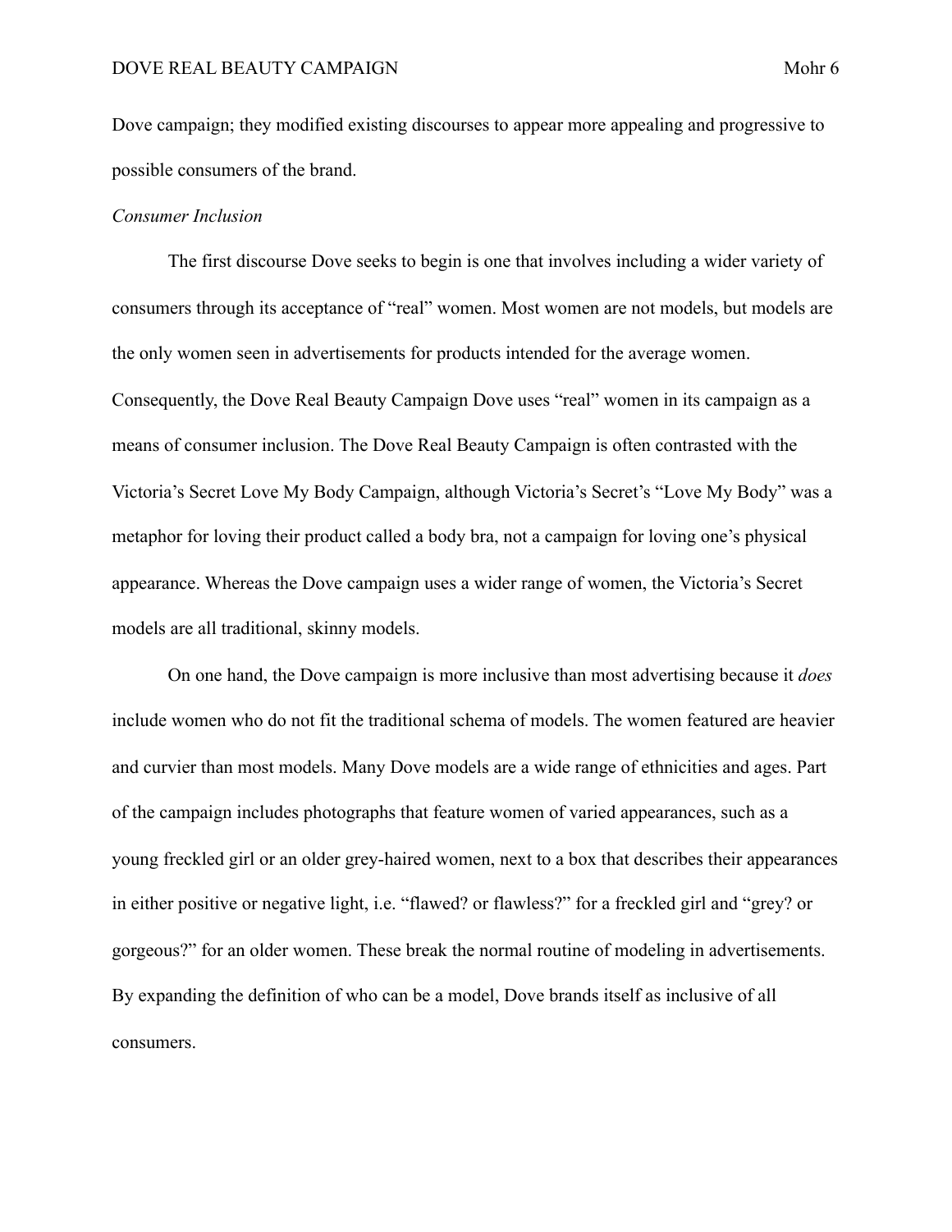Dove campaign; they modified existing discourses to appear more appealing and progressive to possible consumers of the brand.

*Consumer Inclusion*

The first discourse Dove seeks to begin is one that involves including a wider variety of consumers through its acceptance of "real" women. Most women are not models, but models are the only women seen in advertisements for products intended for the average women. Consequently, the Dove Real Beauty Campaign Dove uses "real" women in its campaign as a means of consumer inclusion. The Dove Real Beauty Campaign is often contrasted with the Victoria's Secret Love My Body Campaign, although Victoria's Secret's "Love My Body" was a metaphor for loving their product called a body bra, not a campaign for loving one's physical appearance. Whereas the Dove campaign uses a wider range of women, the Victoria's Secret models are all traditional, skinny models.

On one hand, the Dove campaign is more inclusive than most advertising because it *does* include women who do not fit the traditional schema of models. The women featured are heavier and curvier than most models. Many Dove models are a wide range of ethnicities and ages. Part of the campaign includes photographs that feature women of varied appearances, such as a young freckled girl or an older grey-haired women, next to a box that describes their appearances in either positive or negative light, i.e. "flawed? or flawless?" for a freckled girl and "grey? or gorgeous?" for an older women. These break the normal routine of modeling in advertisements. By expanding the definition of who can be a model, Dove brands itself as inclusive of all consumers.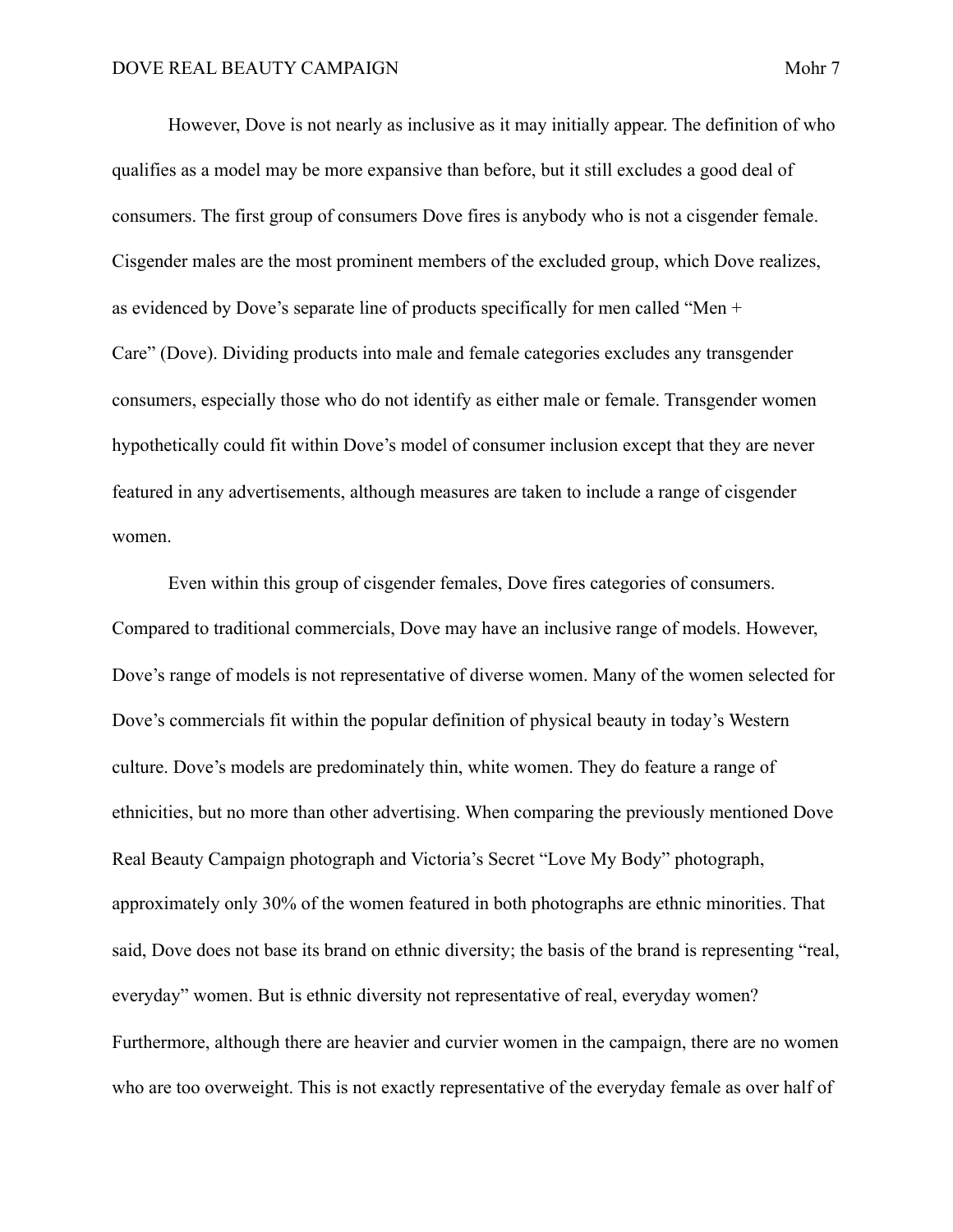However, Dove is not nearly as inclusive as it may initially appear. The definition of who qualifies as a model may be more expansive than before, but it still excludes a good deal of consumers. The first group of consumers Dove fires is anybody who is not a cisgender female. Cisgender males are the most prominent members of the excluded group, which Dove realizes, as evidenced by Dove's separate line of products specifically for men called "Men + Care" (Dove). Dividing products into male and female categories excludes any transgender consumers, especially those who do not identify as either male or female. Transgender women hypothetically could fit within Dove's model of consumer inclusion except that they are never featured in any advertisements, although measures are taken to include a range of cisgender women.

Even within this group of cisgender females, Dove fires categories of consumers. Compared to traditional commercials, Dove may have an inclusive range of models. However, Dove's range of models is not representative of diverse women. Many of the women selected for Dove's commercials fit within the popular definition of physical beauty in today's Western culture. Dove's models are predominately thin, white women. They do feature a range of ethnicities, but no more than other advertising. When comparing the previously mentioned Dove Real Beauty Campaign photograph and Victoria's Secret "Love My Body" photograph, approximately only 30% of the women featured in both photographs are ethnic minorities. That said, Dove does not base its brand on ethnic diversity; the basis of the brand is representing "real, everyday" women. But is ethnic diversity not representative of real, everyday women? Furthermore, although there are heavier and curvier women in the campaign, there are no women who are too overweight. This is not exactly representative of the everyday female as over half of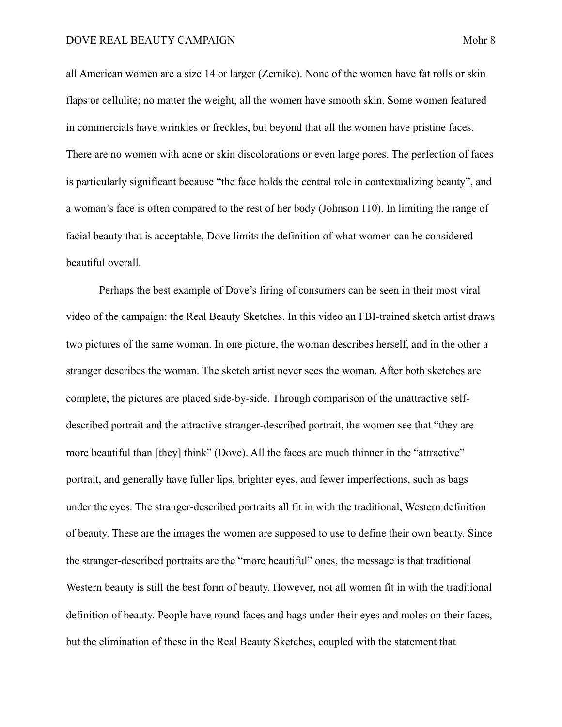all American women are a size 14 or larger (Zernike). None of the women have fat rolls or skin flaps or cellulite; no matter the weight, all the women have smooth skin. Some women featured in commercials have wrinkles or freckles, but beyond that all the women have pristine faces. There are no women with acne or skin discolorations or even large pores. The perfection of faces is particularly significant because "the face holds the central role in contextualizing beauty", and a woman's face is often compared to the rest of her body (Johnson 110). In limiting the range of facial beauty that is acceptable, Dove limits the definition of what women can be considered beautiful overall.

Perhaps the best example of Dove's firing of consumers can be seen in their most viral video of the campaign: the Real Beauty Sketches. In this video an FBI-trained sketch artist draws two pictures of the same woman. In one picture, the woman describes herself, and in the other a stranger describes the woman. The sketch artist never sees the woman. After both sketches are complete, the pictures are placed side-by-side. Through comparison of the unattractive self-described portrait and the attractive stranger-described portrait, the women see that "they are more beautiful than [they] think" (Dove). All the faces are much thinner in the "attractive" portrait, and generally have fuller lips, brighter eyes, and fewer imperfections, such as bags under the eyes. The stranger-described portraits all fit in with the traditional, Western definition of beauty. These are the images the women are supposed to use to define their own beauty. Since the stranger-described portraits are the "more beautiful" ones, the message is that traditional Western beauty is still the best form of beauty. However, not all women fit in with the traditional definition of beauty. People have round faces and bags under their eyes and moles on their faces, but the elimination of these in the Real Beauty Sketches, coupled with the statement that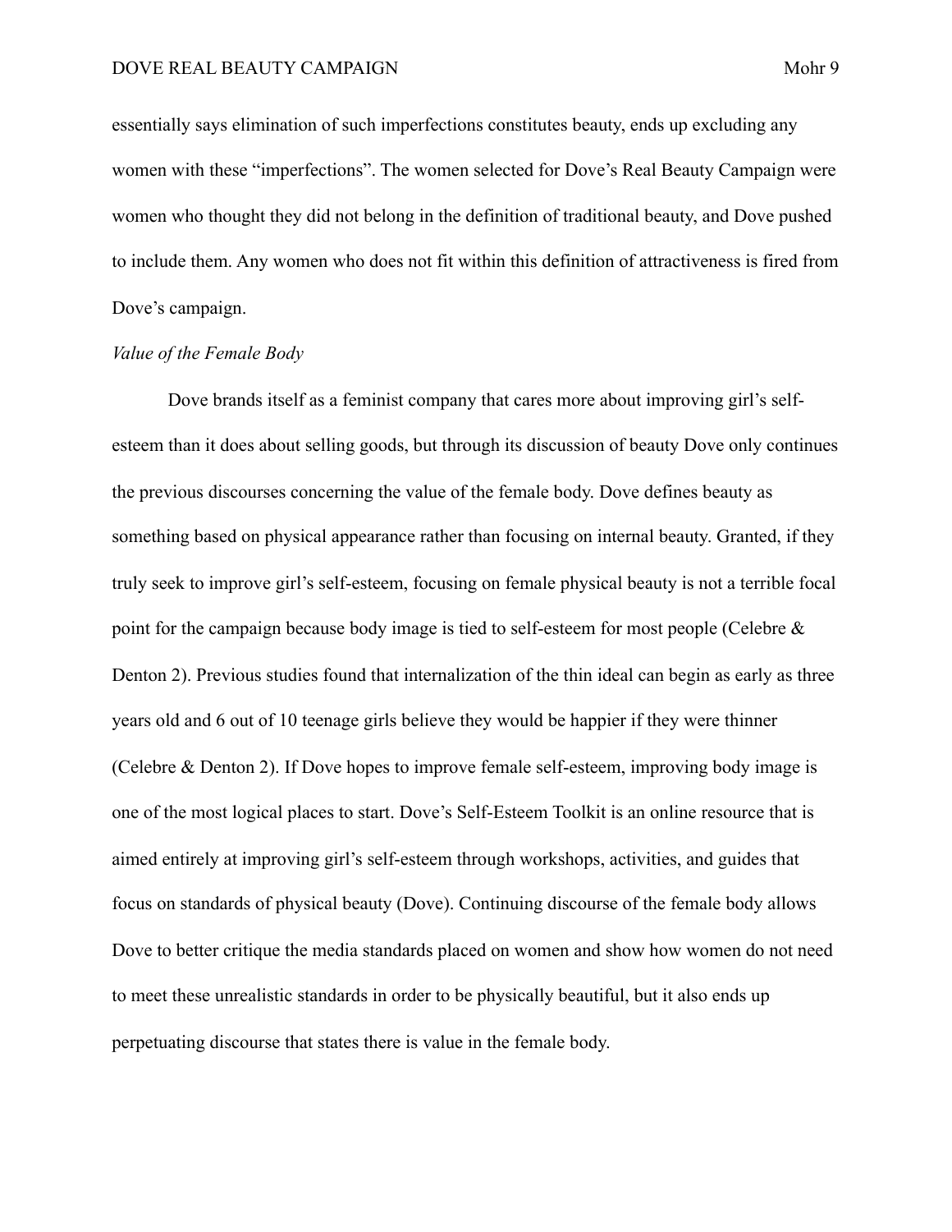essentially says elimination of such imperfections constitutes beauty, ends up excluding any women with these "imperfections". The women selected for Dove's Real Beauty Campaign were women who thought they did not belong in the definition of traditional beauty, and Dove pushed to include them. Any women who does not fit within this definition of attractiveness is fired from Dove's campaign.

*Value of the Female Body*

Dove brands itself as a feminist company that cares more about improving girl's self-esteem than it does about selling goods, but through its discussion of beauty Dove only continues the previous discourses concerning the value of the female body. Dove defines beauty as something based on physical appearance rather than focusing on internal beauty. Granted, if they truly seek to improve girl's self-esteem, focusing on female physical beauty is not a terrible focal point for the campaign because body image is tied to self-esteem for most people (Celebre & Denton 2). Previous studies found that internalization of the thin ideal can begin as early as three years old and 6 out of 10 teenage girls believe they would be happier if they were thinner (Celebre & Denton 2). If Dove hopes to improve female self-esteem, improving body image is one of the most logical places to start. Dove's Self-Esteem Toolkit is an online resource that is aimed entirely at improving girl's self-esteem through workshops, activities, and guides that focus on standards of physical beauty (Dove). Continuing discourse of the female body allows Dove to better critique the media standards placed on women and show how women do not need to meet these unrealistic standards in order to be physically beautiful, but it also ends up perpetuating discourse that states there is value in the female body.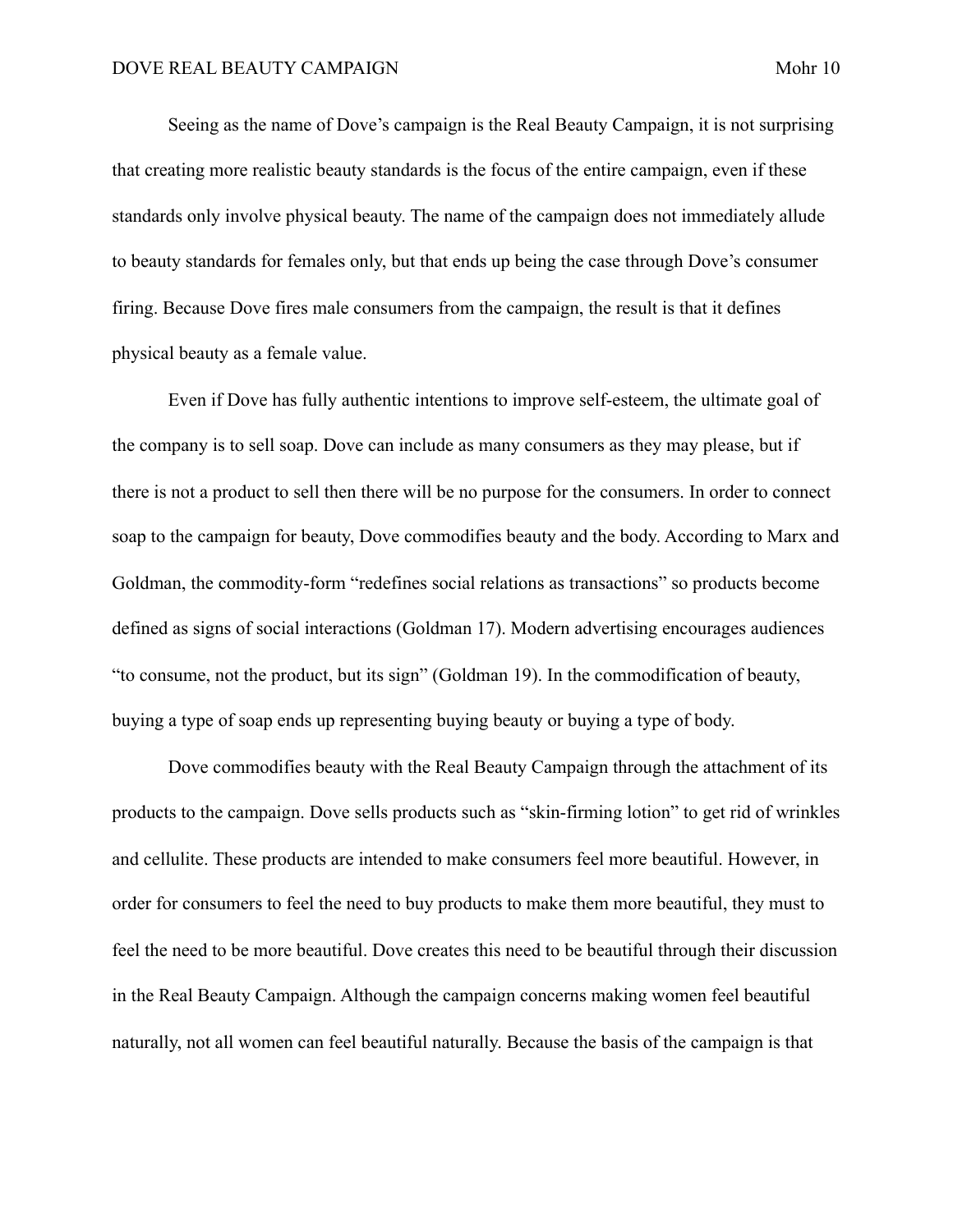Seeing as the name of Dove's campaign is the Real Beauty Campaign, it is not surprising that creating more realistic beauty standards is the focus of the entire campaign, even if these standards only involve physical beauty. The name of the campaign does not immediately allude to beauty standards for females only, but that ends up being the case through Dove's consumer firing. Because Dove fires male consumers from the campaign, the result is that it defines physical beauty as a female value.

Even if Dove has fully authentic intentions to improve self-esteem, the ultimate goal of the company is to sell soap. Dove can include as many consumers as they may please, but if there is not a product to sell then there will be no purpose for the consumers. In order to connect soap to the campaign for beauty, Dove commodifies beauty and the body. According to Marx and Goldman, the commodity-form "redefines social relations as transactions" so products become defined as signs of social interactions (Goldman 17). Modern advertising encourages audiences "to consume, not the product, but its sign" (Goldman 19). In the commodification of beauty, buying a type of soap ends up representing buying beauty or buying a type of body.

Dove commodifies beauty with the Real Beauty Campaign through the attachment of its products to the campaign. Dove sells products such as "skin-firming lotion" to get rid of wrinkles and cellulite. These products are intended to make consumers feel more beautiful. However, in order for consumers to feel the need to buy products to make them more beautiful, they must to feel the need to be more beautiful. Dove creates this need to be beautiful through their discussion in the Real Beauty Campaign. Although the campaign concerns making women feel beautiful naturally, not all women can feel beautiful naturally. Because the basis of the campaign is that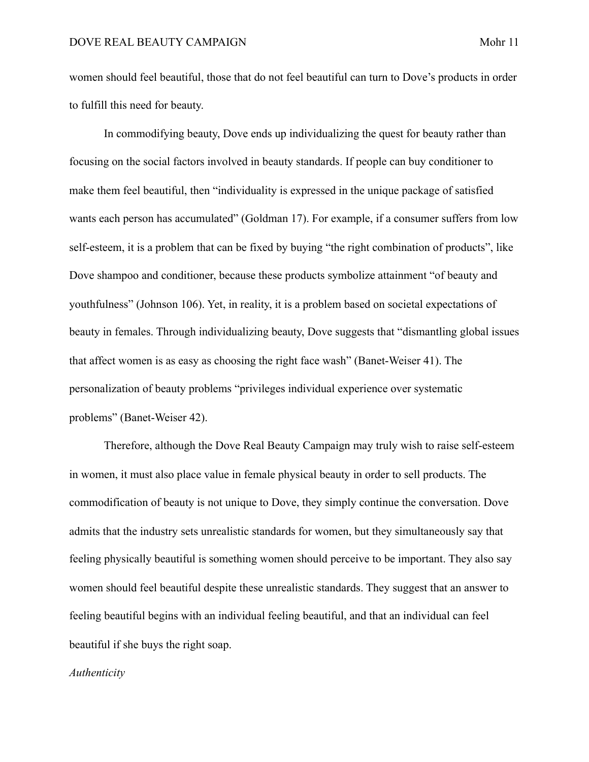women should feel beautiful, those that do not feel beautiful can turn to Dove's products in order to fulfill this need for beauty.

In commodifying beauty, Dove ends up individualizing the quest for beauty rather than focusing on the social factors involved in beauty standards. If people can buy conditioner to make them feel beautiful, then "individuality is expressed in the unique package of satisfied wants each person has accumulated" (Goldman 17). For example, if a consumer suffers from low self-esteem, it is a problem that can be fixed by buying "the right combination of products", like Dove shampoo and conditioner, because these products symbolize attainment "of beauty and youthfulness" (Johnson 106). Yet, in reality, it is a problem based on societal expectations of beauty in females. Through individualizing beauty, Dove suggests that "dismantling global issues that affect women is as easy as choosing the right face wash" (Banet-Weiser 41). The personalization of beauty problems "privileges individual experience over systematic problems" (Banet-Weiser 42).

Therefore, although the Dove Real Beauty Campaign may truly wish to raise self-esteem in women, it must also place value in female physical beauty in order to sell products. The commodification of beauty is not unique to Dove, they simply continue the conversation. Dove admits that the industry sets unrealistic standards for women, but they simultaneously say that feeling physically beautiful is something women should perceive to be important. They also say women should feel beautiful despite these unrealistic standards. They suggest that an answer to feeling beautiful begins with an individual feeling beautiful, and that an individual can feel beautiful if she buys the right soap.

*Authenticity*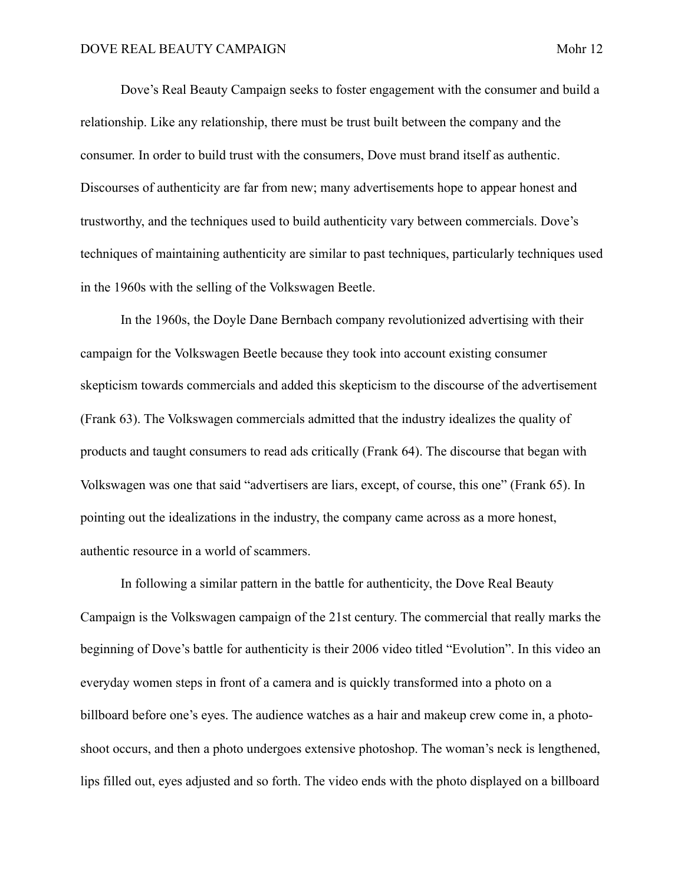Dove's Real Beauty Campaign seeks to foster engagement with the consumer and build a relationship. Like any relationship, there must be trust built between the company and the consumer. In order to build trust with the consumers, Dove must brand itself as authentic. Discourses of authenticity are far from new; many advertisements hope to appear honest and trustworthy, and the techniques used to build authenticity vary between commercials. Dove's techniques of maintaining authenticity are similar to past techniques, particularly techniques used in the 1960s with the selling of the Volkswagen Beetle.

In the 1960s, the Doyle Dane Bernbach company revolutionized advertising with their campaign for the Volkswagen Beetle because they took into account existing consumer skepticism towards commercials and added this skepticism to the discourse of the advertisement (Frank 63). The Volkswagen commercials admitted that the industry idealizes the quality of products and taught consumers to read ads critically (Frank 64). The discourse that began with Volkswagen was one that said "advertisers are liars, except, of course, this one" (Frank 65). In pointing out the idealizations in the industry, the company came across as a more honest, authentic resource in a world of scammers.

In following a similar pattern in the battle for authenticity, the Dove Real Beauty Campaign is the Volkswagen campaign of the 21st century. The commercial that really marks the beginning of Dove's battle for authenticity is their 2006 video titled "Evolution". In this video an everyday women steps in front of a camera and is quickly transformed into a photo on a billboard before one's eyes. The audience watches as a hair and makeup crew come in, a photo-shoot occurs, and then a photo undergoes extensive photoshop. The woman's neck is lengthened, lips filled out, eyes adjusted and so forth. The video ends with the photo displayed on a billboard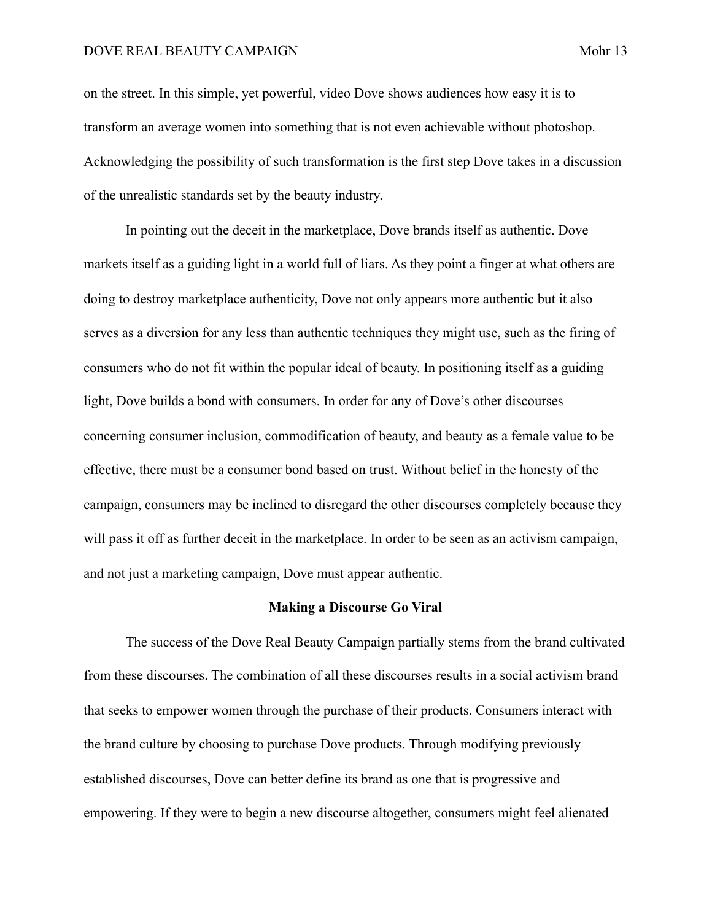on the street. In this simple, yet powerful, video Dove shows audiences how easy it is to transform an average women into something that is not even achievable without photoshop. Acknowledging the possibility of such transformation is the first step Dove takes in a discussion of the unrealistic standards set by the beauty industry.

In pointing out the deceit in the marketplace, Dove brands itself as authentic. Dove markets itself as a guiding light in a world full of liars. As they point a finger at what others are doing to destroy marketplace authenticity, Dove not only appears more authentic but it also serves as a diversion for any less than authentic techniques they might use, such as the firing of consumers who do not fit within the popular ideal of beauty. In positioning itself as a guiding light, Dove builds a bond with consumers. In order for any of Dove's other discourses concerning consumer inclusion, commodification of beauty, and beauty as a female value to be effective, there must be a consumer bond based on trust. Without belief in the honesty of the campaign, consumers may be inclined to disregard the other discourses completely because they will pass it off as further deceit in the marketplace. In order to be seen as an activism campaign, and not just a marketing campaign, Dove must appear authentic.

## Making a Discourse Go Viral

The success of the Dove Real Beauty Campaign partially stems from the brand cultivated from these discourses. The combination of all these discourses results in a social activism brand that seeks to empower women through the purchase of their products. Consumers interact with the brand culture by choosing to purchase Dove products. Through modifying previously established discourses, Dove can better define its brand as one that is progressive and empowering. If they were to begin a new discourse altogether, consumers might feel alienated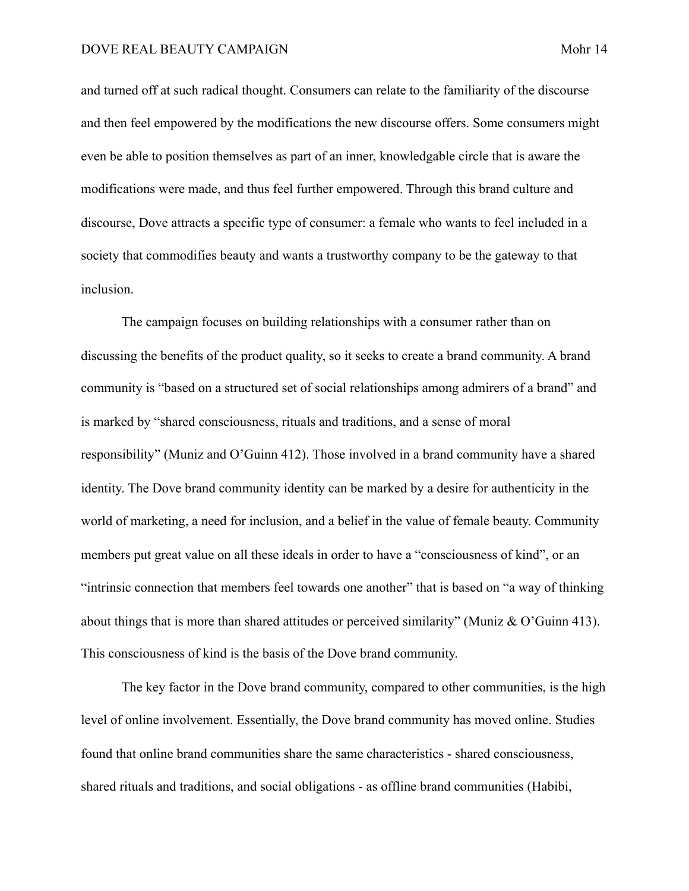and turned off at such radical thought. Consumers can relate to the familiarity of the discourse and then feel empowered by the modifications the new discourse offers. Some consumers might even be able to position themselves as part of an inner, knowledgable circle that is aware the modifications were made, and thus feel further empowered. Through this brand culture and discourse, Dove attracts a specific type of consumer: a female who wants to feel included in a society that commodifies beauty and wants a trustworthy company to be the gateway to that inclusion.

The campaign focuses on building relationships with a consumer rather than on discussing the benefits of the product quality, so it seeks to create a brand community. A brand community is "based on a structured set of social relationships among admirers of a brand" and is marked by "shared consciousness, rituals and traditions, and a sense of moral responsibility" (Muniz and O'Guinn 412). Those involved in a brand community have a shared identity. The Dove brand community identity can be marked by a desire for authenticity in the world of marketing, a need for inclusion, and a belief in the value of female beauty. Community members put great value on all these ideals in order to have a "consciousness of kind", or an "intrinsic connection that members feel towards one another" that is based on "a way of thinking about things that is more than shared attitudes or perceived similarity" (Muniz & O'Guinn 413). This consciousness of kind is the basis of the Dove brand community.

The key factor in the Dove brand community, compared to other communities, is the high level of online involvement. Essentially, the Dove brand community has moved online. Studies found that online brand communities share the same characteristics - shared consciousness, shared rituals and traditions, and social obligations - as offline brand communities (Habibi,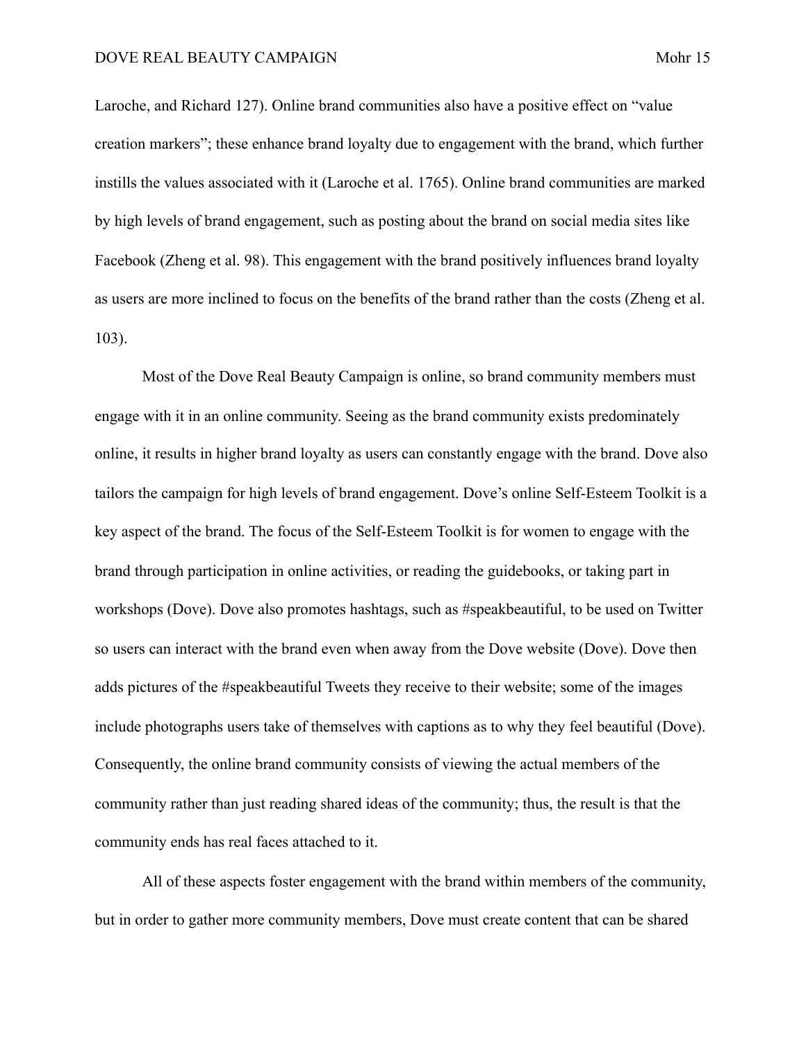Laroche, and Richard 127). Online brand communities also have a positive effect on "value creation markers"; these enhance brand loyalty due to engagement with the brand, which further instills the values associated with it (Laroche et al. 1765). Online brand communities are marked by high levels of brand engagement, such as posting about the brand on social media sites like Facebook (Zheng et al. 98). This engagement with the brand positively influences brand loyalty as users are more inclined to focus on the benefits of the brand rather than the costs (Zheng et al. 103).

Most of the Dove Real Beauty Campaign is online, so brand community members must engage with it in an online community. Seeing as the brand community exists predominately online, it results in higher brand loyalty as users can constantly engage with the brand. Dove also tailors the campaign for high levels of brand engagement. Dove's online Self-Esteem Toolkit is a key aspect of the brand. The focus of the Self-Esteem Toolkit is for women to engage with the brand through participation in online activities, or reading the guidebooks, or taking part in workshops (Dove). Dove also promotes hashtags, such as #speakbeautiful, to be used on Twitter so users can interact with the brand even when away from the Dove website (Dove). Dove then adds pictures of the #speakbeautiful Tweets they receive to their website; some of the images include photographs users take of themselves with captions as to why they feel beautiful (Dove). Consequently, the online brand community consists of viewing the actual members of the community rather than just reading shared ideas of the community; thus, the result is that the community ends has real faces attached to it.

All of these aspects foster engagement with the brand within members of the community, but in order to gather more community members, Dove must create content that can be shared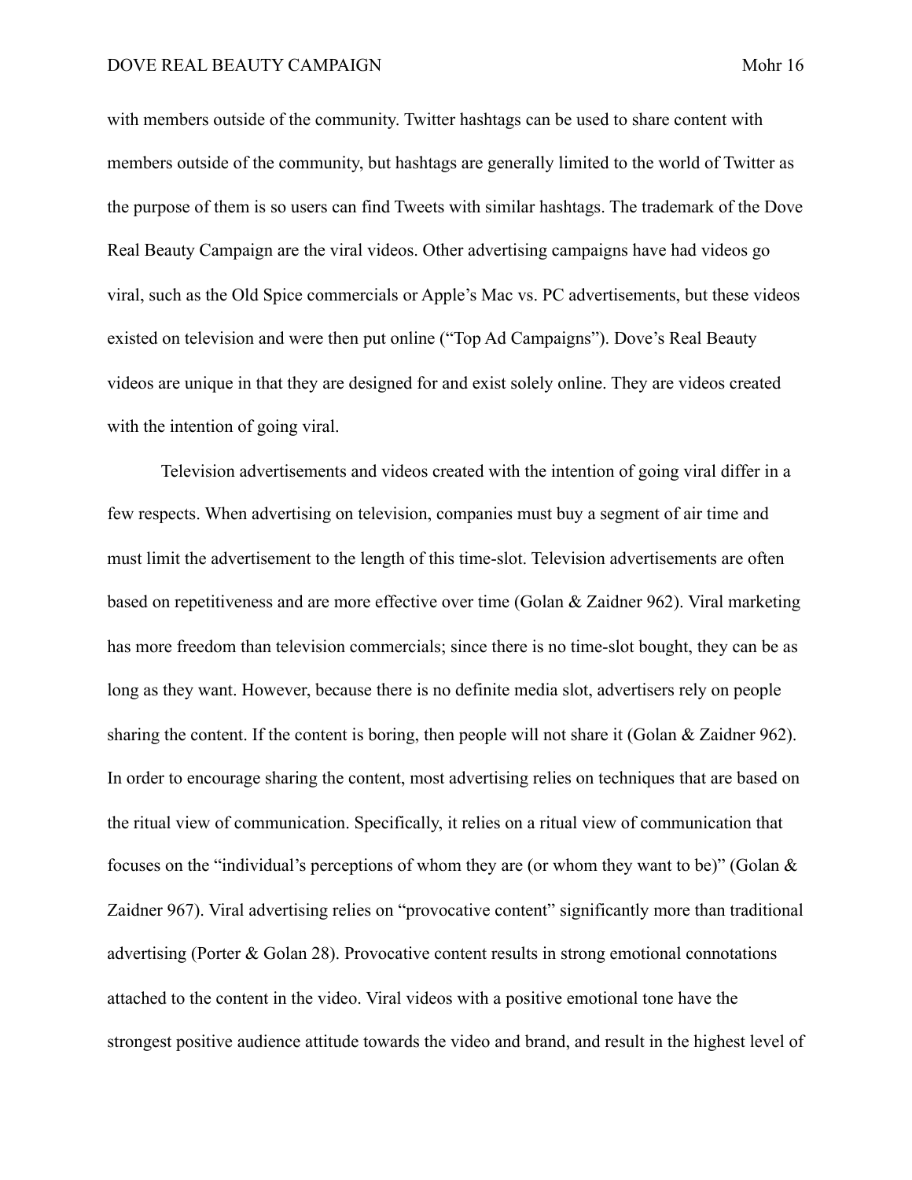with members outside of the community. Twitter hashtags can be used to share content with members outside of the community, but hashtags are generally limited to the world of Twitter as the purpose of them is so users can find Tweets with similar hashtags. The trademark of the Dove Real Beauty Campaign are the viral videos. Other advertising campaigns have had videos go viral, such as the Old Spice commercials or Apple's Mac vs. PC advertisements, but these videos existed on television and were then put online ("Top Ad Campaigns"). Dove's Real Beauty videos are unique in that they are designed for and exist solely online. They are videos created with the intention of going viral.

Television advertisements and videos created with the intention of going viral differ in a few respects. When advertising on television, companies must buy a segment of air time and must limit the advertisement to the length of this time-slot. Television advertisements are often based on repetitiveness and are more effective over time (Golan & Zaidner 962). Viral marketing has more freedom than television commercials; since there is no time-slot bought, they can be as long as they want. However, because there is no definite media slot, advertisers rely on people sharing the content. If the content is boring, then people will not share it (Golan & Zaidner 962). In order to encourage sharing the content, most advertising relies on techniques that are based on the ritual view of communication. Specifically, it relies on a ritual view of communication that focuses on the "individual's perceptions of whom they are (or whom they want to be)" (Golan & Zaidner 967). Viral advertising relies on "provocative content" significantly more than traditional advertising (Porter & Golan 28). Provocative content results in strong emotional connotations attached to the content in the video. Viral videos with a positive emotional tone have the strongest positive audience attitude towards the video and brand, and result in the highest level of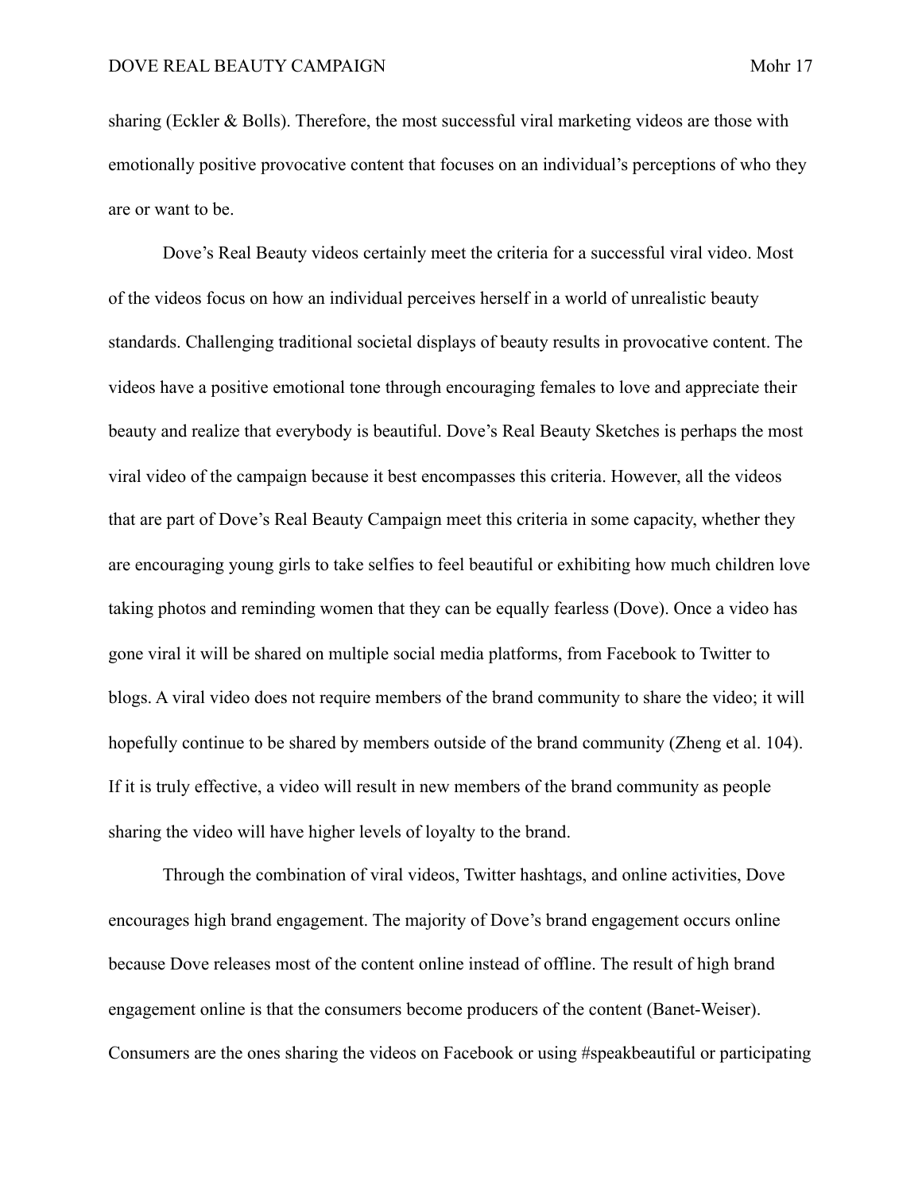sharing (Eckler & Bolls). Therefore, the most successful viral marketing videos are those with emotionally positive provocative content that focuses on an individual's perceptions of who they are or want to be.

Dove's Real Beauty videos certainly meet the criteria for a successful viral video. Most of the videos focus on how an individual perceives herself in a world of unrealistic beauty standards. Challenging traditional societal displays of beauty results in provocative content. The videos have a positive emotional tone through encouraging females to love and appreciate their beauty and realize that everybody is beautiful. Dove's Real Beauty Sketches is perhaps the most viral video of the campaign because it best encompasses this criteria. However, all the videos that are part of Dove's Real Beauty Campaign meet this criteria in some capacity, whether they are encouraging young girls to take selfies to feel beautiful or exhibiting how much children love taking photos and reminding women that they can be equally fearless (Dove). Once a video has gone viral it will be shared on multiple social media platforms, from Facebook to Twitter to blogs. A viral video does not require members of the brand community to share the video; it will hopefully continue to be shared by members outside of the brand community (Zheng et al. 104). If it is truly effective, a video will result in new members of the brand community as people sharing the video will have higher levels of loyalty to the brand.

Through the combination of viral videos, Twitter hashtags, and online activities, Dove encourages high brand engagement. The majority of Dove's brand engagement occurs online because Dove releases most of the content online instead of offline. The result of high brand engagement online is that the consumers become producers of the content (Banet-Weiser). Consumers are the ones sharing the videos on Facebook or using #speakbeautiful or participating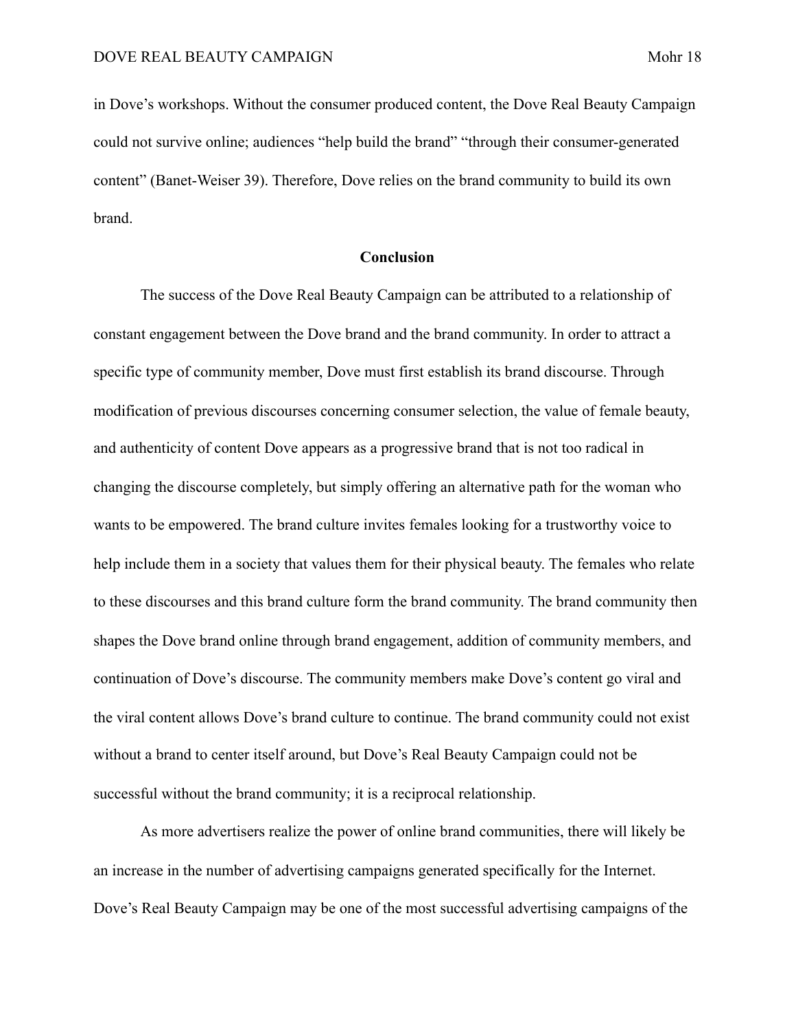in Dove's workshops. Without the consumer produced content, the Dove Real Beauty Campaign could not survive online; audiences "help build the brand" "through their consumer-generated content" (Banet-Weiser 39). Therefore, Dove relies on the brand community to build its own brand.

## Conclusion

The success of the Dove Real Beauty Campaign can be attributed to a relationship of constant engagement between the Dove brand and the brand community. In order to attract a specific type of community member, Dove must first establish its brand discourse. Through modification of previous discourses concerning consumer selection, the value of female beauty, and authenticity of content Dove appears as a progressive brand that is not too radical in changing the discourse completely, but simply offering an alternative path for the woman who wants to be empowered. The brand culture invites females looking for a trustworthy voice to help include them in a society that values them for their physical beauty. The females who relate to these discourses and this brand culture form the brand community. The brand community then shapes the Dove brand online through brand engagement, addition of community members, and continuation of Dove's discourse. The community members make Dove's content go viral and the viral content allows Dove's brand culture to continue. The brand community could not exist without a brand to center itself around, but Dove's Real Beauty Campaign could not be successful without the brand community; it is a reciprocal relationship.

As more advertisers realize the power of online brand communities, there will likely be an increase in the number of advertising campaigns generated specifically for the Internet. Dove's Real Beauty Campaign may be one of the most successful advertising campaigns of the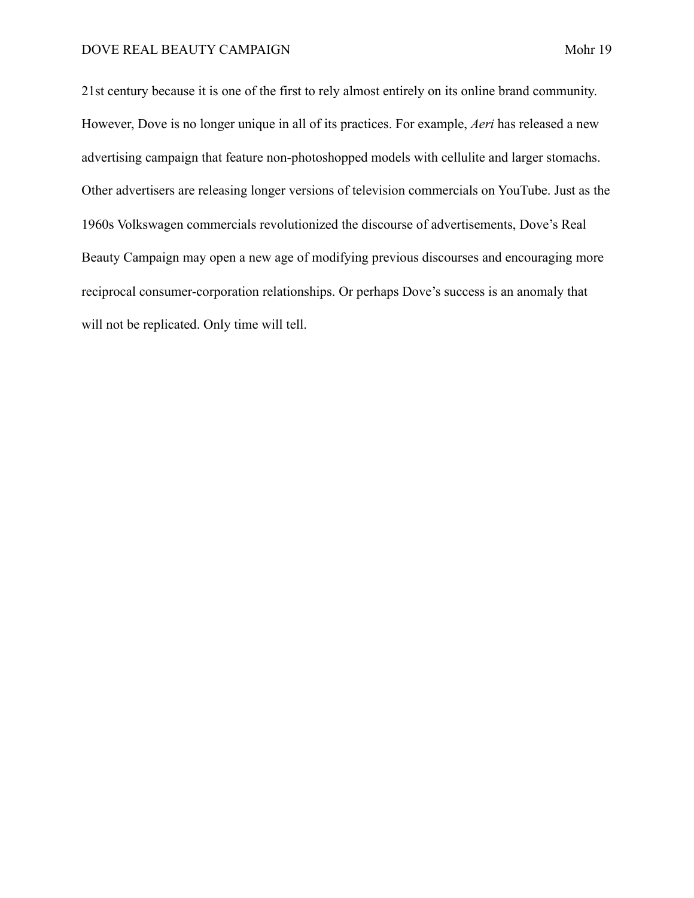21st century because it is one of the first to rely almost entirely on its online brand community. However, Dove is no longer unique in all of its practices. For example, *Aeri* has released a new advertising campaign that feature non-photoshopped models with cellulite and larger stomachs. Other advertisers are releasing longer versions of television commercials on YouTube. Just as the 1960s Volkswagen commercials revolutionized the discourse of advertisements, Dove's Real Beauty Campaign may open a new age of modifying previous discourses and encouraging more reciprocal consumer-corporation relationships. Or perhaps Dove's success is an anomaly that will not be replicated. Only time will tell.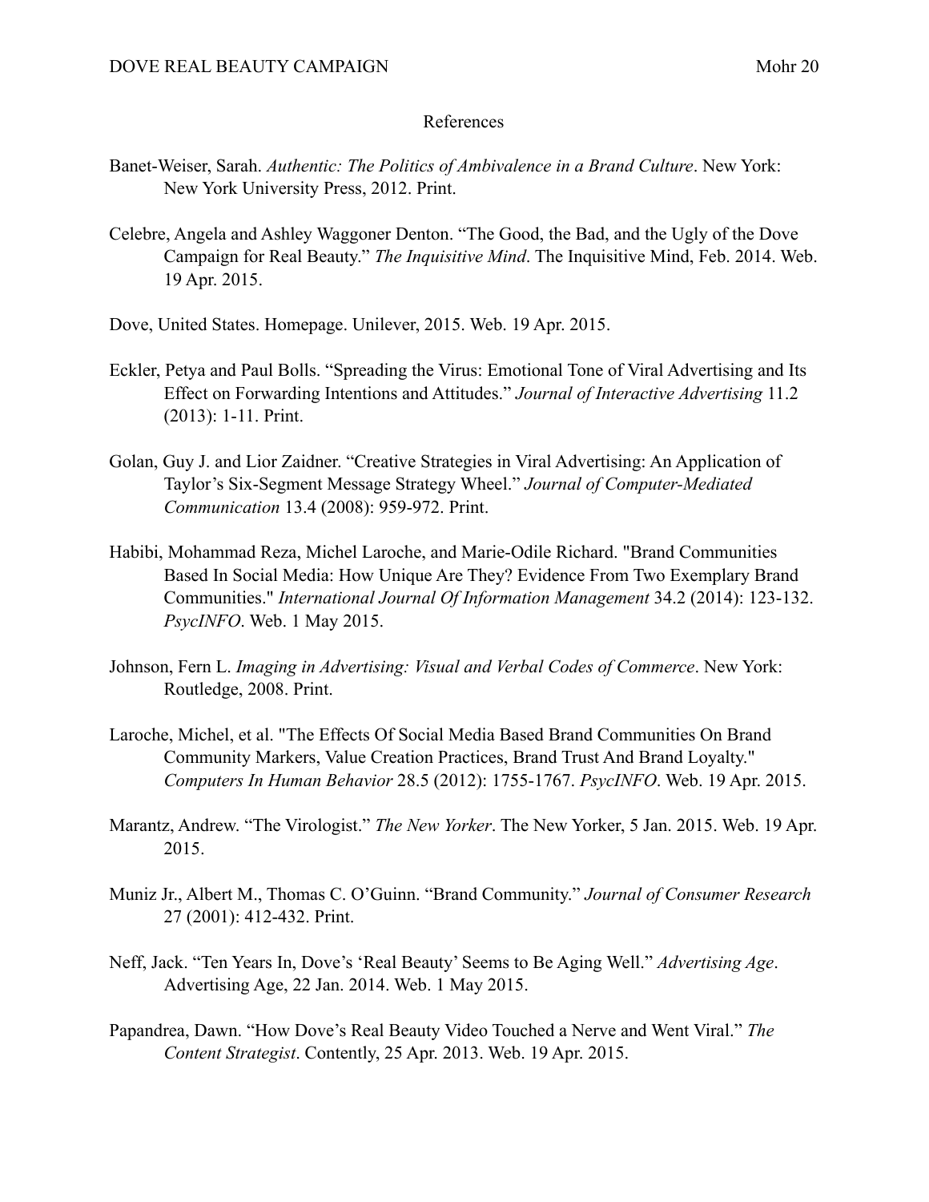References

Banet-Weiser, Sarah. *Authentic: The Politics of Ambivalence in a Brand Culture*. New York: New York University Press, 2012. Print.

Celebre, Angela and Ashley Waggoner Denton. "The Good, the Bad, and the Ugly of the Dove Campaign for Real Beauty." *The Inquisitive Mind*. The Inquisitive Mind, Feb. 2014. Web. 19 Apr. 2015.

Dove, United States. Homepage. Unilever, 2015. Web. 19 Apr. 2015.

Eckler, Petya and Paul Bolls. "Spreading the Virus: Emotional Tone of Viral Advertising and Its Effect on Forwarding Intentions and Attitudes." *Journal of Interactive Advertising* 11.2 (2013): 1-11. Print.

Golan, Guy J. and Lior Zaidner. "Creative Strategies in Viral Advertising: An Application of Taylor's Six-Segment Message Strategy Wheel." *Journal of Computer-Mediated Communication* 13.4 (2008): 959-972. Print.

Habibi, Mohammad Reza, Michel Laroche, and Marie-Odile Richard. "Brand Communities Based In Social Media: How Unique Are They? Evidence From Two Exemplary Brand Communities." *International Journal Of Information Management* 34.2 (2014): 123-132. *PsycINFO*. Web. 1 May 2015.

Johnson, Fern L. *Imaging in Advertising: Visual and Verbal Codes of Commerce*. New York: Routledge, 2008. Print.

Laroche, Michel, et al. "The Effects Of Social Media Based Brand Communities On Brand Community Markers, Value Creation Practices, Brand Trust And Brand Loyalty." *Computers In Human Behavior* 28.5 (2012): 1755-1767. *PsycINFO*. Web. 19 Apr. 2015.

Marantz, Andrew. "The Virologist." *The New Yorker*. The New Yorker, 5 Jan. 2015. Web. 19 Apr. 2015.

Muniz Jr., Albert M., Thomas C. O'Guinn. "Brand Community." *Journal of Consumer Research* 27 (2001): 412-432. Print.

Neff, Jack. "Ten Years In, Dove's 'Real Beauty' Seems to Be Aging Well." *Advertising Age*. Advertising Age, 22 Jan. 2014. Web. 1 May 2015.

Papandrea, Dawn. "How Dove's Real Beauty Video Touched a Nerve and Went Viral." *The Content Strategist*. Contently, 25 Apr. 2013. Web. 19 Apr. 2015.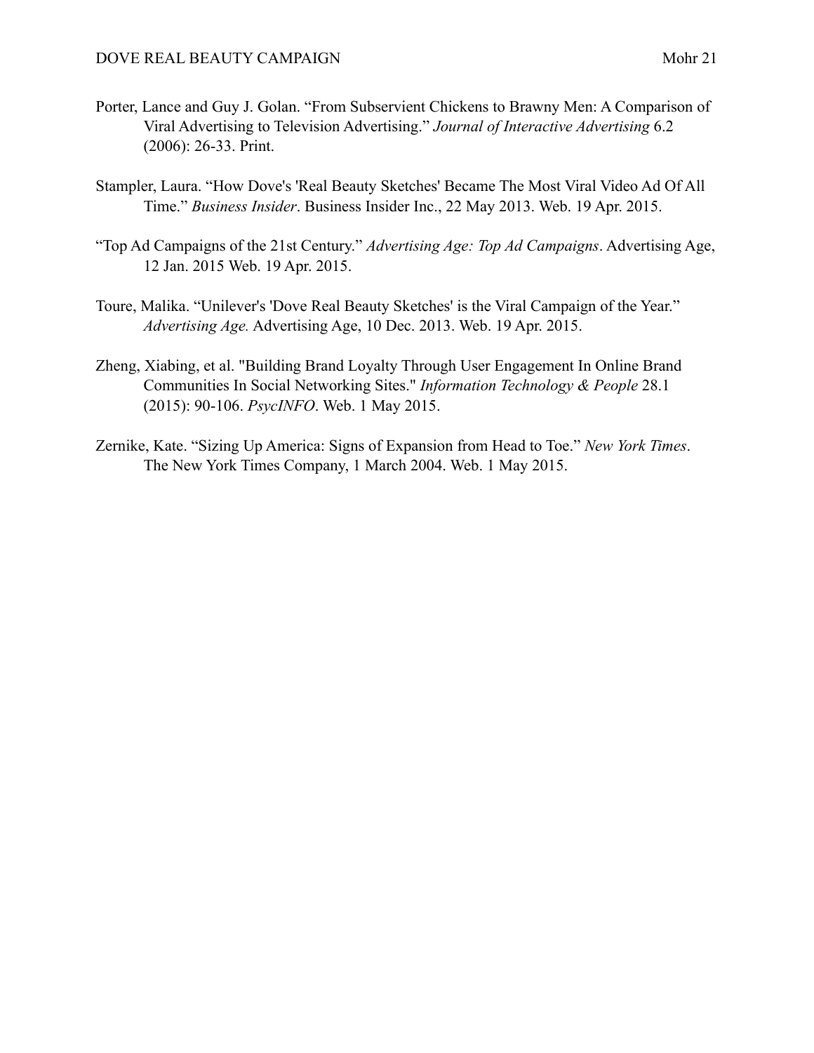Porter, Lance and Guy J. Golan. "From Subservient Chickens to Brawny Men: A Comparison of Viral Advertising to Television Advertising." *Journal of Interactive Advertising* 6.2 (2006): 26-33. Print.

Stampler, Laura. "How Dove's 'Real Beauty Sketches' Became The Most Viral Video Ad Of All Time." *Business Insider*. Business Insider Inc., 22 May 2013. Web. 19 Apr. 2015.

"Top Ad Campaigns of the 21st Century." *Advertising Age: Top Ad Campaigns*. Advertising Age, 12 Jan. 2015 Web. 19 Apr. 2015.

Toure, Malika. "Unilever's 'Dove Real Beauty Sketches' is the Viral Campaign of the Year." *Advertising Age.* Advertising Age, 10 Dec. 2013. Web. 19 Apr. 2015.

Zheng, Xiabing, et al. "Building Brand Loyalty Through User Engagement In Online Brand Communities In Social Networking Sites." *Information Technology & People* 28.1 (2015): 90-106. *PsycINFO*. Web. 1 May 2015.

Zernike, Kate. "Sizing Up America: Signs of Expansion from Head to Toe." *New York Times*. The New York Times Company, 1 March 2004. Web. 1 May 2015.